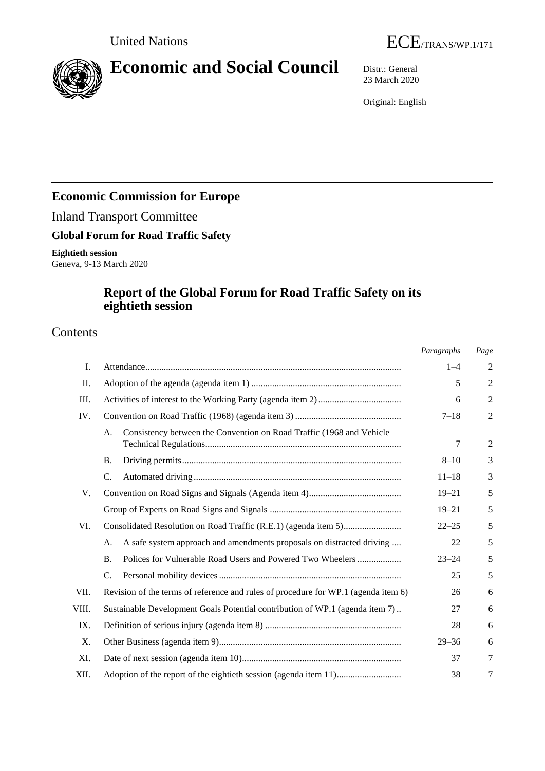United Nations

ECE/TRANS/WP.1/171

# Economic and Social Council

Distr.: General
23 March 2020

Original: English

## Economic Commission for Europe

Inland Transport Committee

### Global Forum for Road Traffic Safety

**Eightieth session**
Geneva, 9-13 March 2020

## Report of the Global Forum for Road Traffic Safety on its eightieth session

## Contents

| | | *Paragraphs* | *Page* |
|---|---|---|---|
| I. | Attendance | 1–4 | 2 |
| II. | Adoption of the agenda (agenda item 1) | 5 | 2 |
| III. | Activities of interest to the Working Party (agenda item 2) | 6 | 2 |
| IV. | Convention on Road Traffic (1968) (agenda item 3) | 7–18 | 2 |
| | A. Consistency between the Convention on Road Traffic (1968 and Vehicle Technical Regulations | 7 | 2 |
| | B. Driving permits | 8–10 | 3 |
| | C. Automated driving | 11–18 | 3 |
| V. | Convention on Road Signs and Signals (Agenda item 4) | 19–21 | 5 |
| | Group of Experts on Road Signs and Signals | 19–21 | 5 |
| VI. | Consolidated Resolution on Road Traffic (R.E.1) (agenda item 5) | 22–25 | 5 |
| | A. A safe system approach and amendments proposals on distracted driving | 22 | 5 |
| | B. Polices for Vulnerable Road Users and Powered Two Wheelers | 23–24 | 5 |
| | C. Personal mobility devices | 25 | 5 |
| VII. | Revision of the terms of reference and rules of procedure for WP.1 (agenda item 6) | 26 | 6 |
| VIII. | Sustainable Development Goals Potential contribution of WP.1 (agenda item 7) | 27 | 6 |
| IX. | Definition of serious injury (agenda item 8) | 28 | 6 |
| X. | Other Business (agenda item 9) | 29–36 | 6 |
| XI. | Date of next session (agenda item 10) | 37 | 7 |
| XII. | Adoption of the report of the eightieth session (agenda item 11) | 38 | 7 |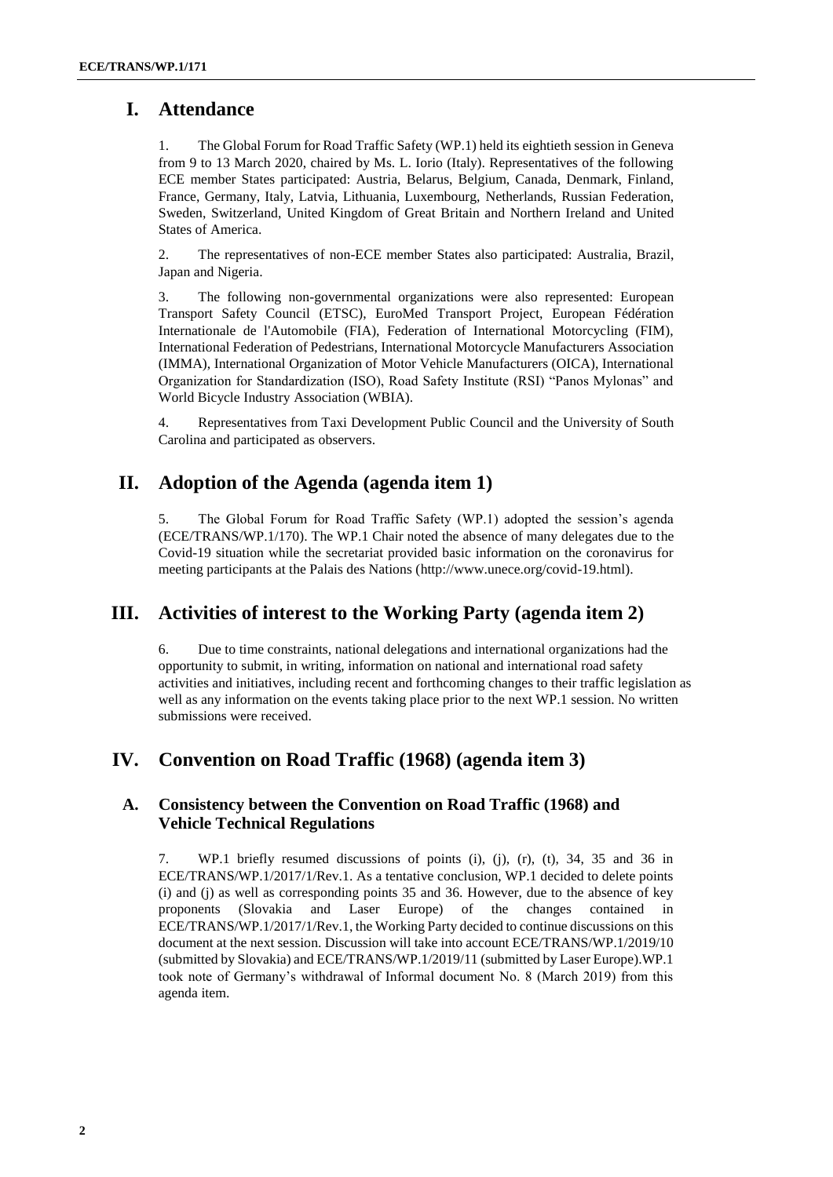# I. Attendance

1. The Global Forum for Road Traffic Safety (WP.1) held its eightieth session in Geneva from 9 to 13 March 2020, chaired by Ms. L. Iorio (Italy). Representatives of the following ECE member States participated: Austria, Belarus, Belgium, Canada, Denmark, Finland, France, Germany, Italy, Latvia, Lithuania, Luxembourg, Netherlands, Russian Federation, Sweden, Switzerland, United Kingdom of Great Britain and Northern Ireland and United States of America.

2. The representatives of non-ECE member States also participated: Australia, Brazil, Japan and Nigeria.

3. The following non-governmental organizations were also represented: European Transport Safety Council (ETSC), EuroMed Transport Project, European Fédération Internationale de l'Automobile (FIA), Federation of International Motorcycling (FIM), International Federation of Pedestrians, International Motorcycle Manufacturers Association (IMMA), International Organization of Motor Vehicle Manufacturers (OICA), International Organization for Standardization (ISO), Road Safety Institute (RSI) "Panos Mylonas" and World Bicycle Industry Association (WBIA).

4. Representatives from Taxi Development Public Council and the University of South Carolina and participated as observers.

# II. Adoption of the Agenda (agenda item 1)

5. The Global Forum for Road Traffic Safety (WP.1) adopted the session's agenda (ECE/TRANS/WP.1/170). The WP.1 Chair noted the absence of many delegates due to the Covid-19 situation while the secretariat provided basic information on the coronavirus for meeting participants at the Palais des Nations (http://www.unece.org/covid-19.html).

# III. Activities of interest to the Working Party (agenda item 2)

6. Due to time constraints, national delegations and international organizations had the opportunity to submit, in writing, information on national and international road safety activities and initiatives, including recent and forthcoming changes to their traffic legislation as well as any information on the events taking place prior to the next WP.1 session. No written submissions were received.

# IV. Convention on Road Traffic (1968) (agenda item 3)

## A. Consistency between the Convention on Road Traffic (1968) and Vehicle Technical Regulations

7. WP.1 briefly resumed discussions of points (i), (j), (r), (t), 34, 35 and 36 in ECE/TRANS/WP.1/2017/1/Rev.1. As a tentative conclusion, WP.1 decided to delete points (i) and (j) as well as corresponding points 35 and 36. However, due to the absence of key proponents (Slovakia and Laser Europe) of the changes contained in ECE/TRANS/WP.1/2017/1/Rev.1, the Working Party decided to continue discussions on this document at the next session. Discussion will take into account ECE/TRANS/WP.1/2019/10 (submitted by Slovakia) and ECE/TRANS/WP.1/2019/11 (submitted by Laser Europe).WP.1 took note of Germany's withdrawal of Informal document No. 8 (March 2019) from this agenda item.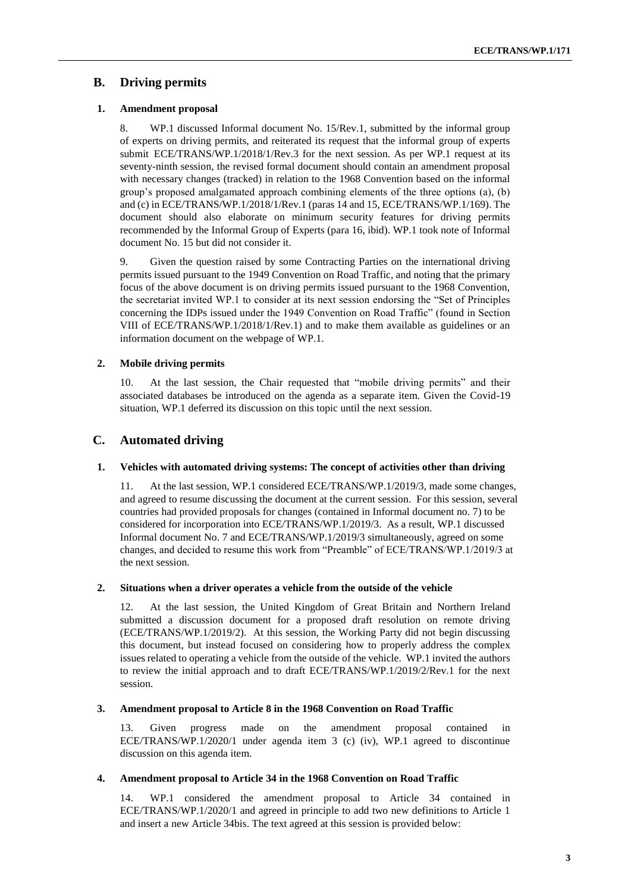## B. Driving permits

### 1. Amendment proposal

8. WP.1 discussed Informal document No. 15/Rev.1, submitted by the informal group of experts on driving permits, and reiterated its request that the informal group of experts submit ECE/TRANS/WP.1/2018/1/Rev.3 for the next session. As per WP.1 request at its seventy-ninth session, the revised formal document should contain an amendment proposal with necessary changes (tracked) in relation to the 1968 Convention based on the informal group's proposed amalgamated approach combining elements of the three options (a), (b) and (c) in ECE/TRANS/WP.1/2018/1/Rev.1 (paras 14 and 15, ECE/TRANS/WP.1/169). The document should also elaborate on minimum security features for driving permits recommended by the Informal Group of Experts (para 16, ibid). WP.1 took note of Informal document No. 15 but did not consider it.

9. Given the question raised by some Contracting Parties on the international driving permits issued pursuant to the 1949 Convention on Road Traffic, and noting that the primary focus of the above document is on driving permits issued pursuant to the 1968 Convention, the secretariat invited WP.1 to consider at its next session endorsing the "Set of Principles concerning the IDPs issued under the 1949 Convention on Road Traffic" (found in Section VIII of ECE/TRANS/WP.1/2018/1/Rev.1) and to make them available as guidelines or an information document on the webpage of WP.1.

### 2. Mobile driving permits

10. At the last session, the Chair requested that "mobile driving permits" and their associated databases be introduced on the agenda as a separate item. Given the Covid-19 situation, WP.1 deferred its discussion on this topic until the next session.

## C. Automated driving

### 1. Vehicles with automated driving systems: The concept of activities other than driving

11. At the last session, WP.1 considered ECE/TRANS/WP.1/2019/3, made some changes, and agreed to resume discussing the document at the current session. For this session, several countries had provided proposals for changes (contained in Informal document no. 7) to be considered for incorporation into ECE/TRANS/WP.1/2019/3. As a result, WP.1 discussed Informal document No. 7 and ECE/TRANS/WP.1/2019/3 simultaneously, agreed on some changes, and decided to resume this work from "Preamble" of ECE/TRANS/WP.1/2019/3 at the next session.

### 2. Situations when a driver operates a vehicle from the outside of the vehicle

12. At the last session, the United Kingdom of Great Britain and Northern Ireland submitted a discussion document for a proposed draft resolution on remote driving (ECE/TRANS/WP.1/2019/2). At this session, the Working Party did not begin discussing this document, but instead focused on considering how to properly address the complex issues related to operating a vehicle from the outside of the vehicle. WP.1 invited the authors to review the initial approach and to draft ECE/TRANS/WP.1/2019/2/Rev.1 for the next session.

### 3. Amendment proposal to Article 8 in the 1968 Convention on Road Traffic

13. Given progress made on the amendment proposal contained in ECE/TRANS/WP.1/2020/1 under agenda item 3 (c) (iv), WP.1 agreed to discontinue discussion on this agenda item.

### 4. Amendment proposal to Article 34 in the 1968 Convention on Road Traffic

14. WP.1 considered the amendment proposal to Article 34 contained in ECE/TRANS/WP.1/2020/1 and agreed in principle to add two new definitions to Article 1 and insert a new Article 34bis. The text agreed at this session is provided below: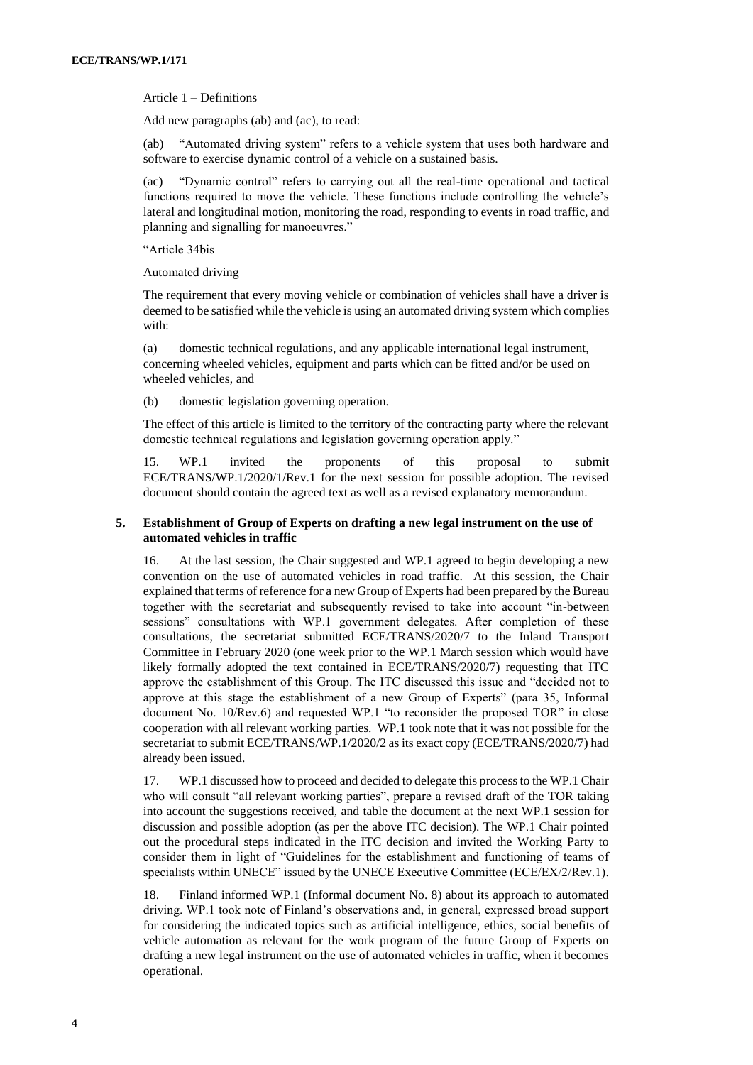Article 1 – Definitions

Add new paragraphs (ab) and (ac), to read:

(ab) "Automated driving system" refers to a vehicle system that uses both hardware and software to exercise dynamic control of a vehicle on a sustained basis.

(ac) "Dynamic control" refers to carrying out all the real-time operational and tactical functions required to move the vehicle. These functions include controlling the vehicle's lateral and longitudinal motion, monitoring the road, responding to events in road traffic, and planning and signalling for manoeuvres."

"Article 34bis

Automated driving

The requirement that every moving vehicle or combination of vehicles shall have a driver is deemed to be satisfied while the vehicle is using an automated driving system which complies with:

(a) domestic technical regulations, and any applicable international legal instrument, concerning wheeled vehicles, equipment and parts which can be fitted and/or be used on wheeled vehicles, and

(b) domestic legislation governing operation.

The effect of this article is limited to the territory of the contracting party where the relevant domestic technical regulations and legislation governing operation apply."

15. WP.1 invited the proponents of this proposal to submit ECE/TRANS/WP.1/2020/1/Rev.1 for the next session for possible adoption. The revised document should contain the agreed text as well as a revised explanatory memorandum.

### 5. Establishment of Group of Experts on drafting a new legal instrument on the use of automated vehicles in traffic

16. At the last session, the Chair suggested and WP.1 agreed to begin developing a new convention on the use of automated vehicles in road traffic. At this session, the Chair explained that terms of reference for a new Group of Experts had been prepared by the Bureau together with the secretariat and subsequently revised to take into account "in-between sessions" consultations with WP.1 government delegates. After completion of these consultations, the secretariat submitted ECE/TRANS/2020/7 to the Inland Transport Committee in February 2020 (one week prior to the WP.1 March session which would have likely formally adopted the text contained in ECE/TRANS/2020/7) requesting that ITC approve the establishment of this Group. The ITC discussed this issue and "decided not to approve at this stage the establishment of a new Group of Experts" (para 35, Informal document No. 10/Rev.6) and requested WP.1 "to reconsider the proposed TOR" in close cooperation with all relevant working parties. WP.1 took note that it was not possible for the secretariat to submit ECE/TRANS/WP.1/2020/2 as its exact copy (ECE/TRANS/2020/7) had already been issued.

17. WP.1 discussed how to proceed and decided to delegate this process to the WP.1 Chair who will consult "all relevant working parties", prepare a revised draft of the TOR taking into account the suggestions received, and table the document at the next WP.1 session for discussion and possible adoption (as per the above ITC decision). The WP.1 Chair pointed out the procedural steps indicated in the ITC decision and invited the Working Party to consider them in light of "Guidelines for the establishment and functioning of teams of specialists within UNECE" issued by the UNECE Executive Committee (ECE/EX/2/Rev.1).

18. Finland informed WP.1 (Informal document No. 8) about its approach to automated driving. WP.1 took note of Finland's observations and, in general, expressed broad support for considering the indicated topics such as artificial intelligence, ethics, social benefits of vehicle automation as relevant for the work program of the future Group of Experts on drafting a new legal instrument on the use of automated vehicles in traffic, when it becomes operational.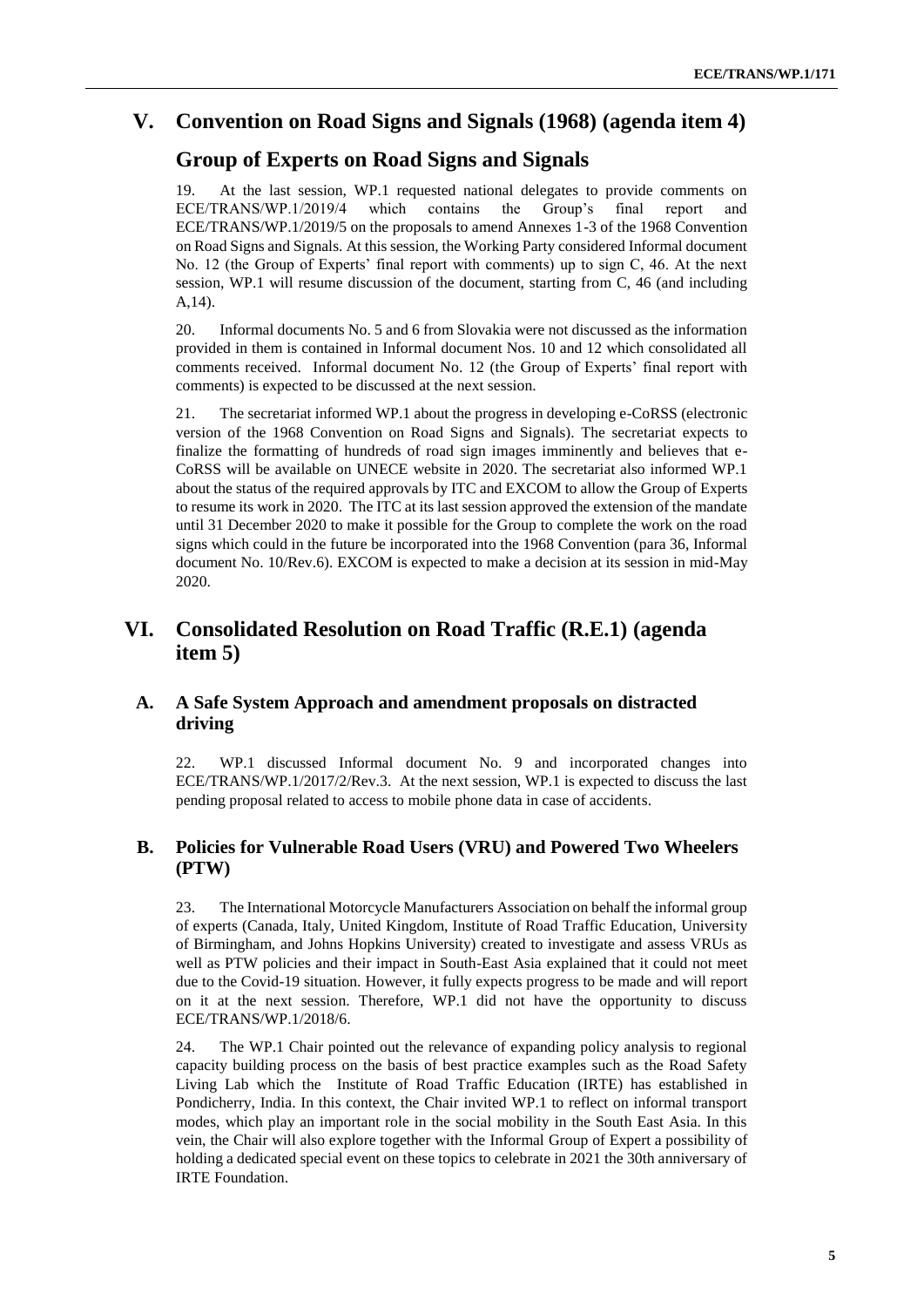## V. Convention on Road Signs and Signals (1968) (agenda item 4)

## Group of Experts on Road Signs and Signals

19. At the last session, WP.1 requested national delegates to provide comments on ECE/TRANS/WP.1/2019/4 which contains the Group's final report and ECE/TRANS/WP.1/2019/5 on the proposals to amend Annexes 1-3 of the 1968 Convention on Road Signs and Signals. At this session, the Working Party considered Informal document No. 12 (the Group of Experts' final report with comments) up to sign C, 46. At the next session, WP.1 will resume discussion of the document, starting from C, 46 (and including A,14).

20. Informal documents No. 5 and 6 from Slovakia were not discussed as the information provided in them is contained in Informal document Nos. 10 and 12 which consolidated all comments received. Informal document No. 12 (the Group of Experts' final report with comments) is expected to be discussed at the next session.

21. The secretariat informed WP.1 about the progress in developing e-CoRSS (electronic version of the 1968 Convention on Road Signs and Signals). The secretariat expects to finalize the formatting of hundreds of road sign images imminently and believes that e-CoRSS will be available on UNECE website in 2020. The secretariat also informed WP.1 about the status of the required approvals by ITC and EXCOM to allow the Group of Experts to resume its work in 2020. The ITC at its last session approved the extension of the mandate until 31 December 2020 to make it possible for the Group to complete the work on the road signs which could in the future be incorporated into the 1968 Convention (para 36, Informal document No. 10/Rev.6). EXCOM is expected to make a decision at its session in mid-May 2020.

## VI. Consolidated Resolution on Road Traffic (R.E.1) (agenda item 5)

### A. A Safe System Approach and amendment proposals on distracted driving

22. WP.1 discussed Informal document No. 9 and incorporated changes into ECE/TRANS/WP.1/2017/2/Rev.3. At the next session, WP.1 is expected to discuss the last pending proposal related to access to mobile phone data in case of accidents.

### B. Policies for Vulnerable Road Users (VRU) and Powered Two Wheelers (PTW)

23. The International Motorcycle Manufacturers Association on behalf the informal group of experts (Canada, Italy, United Kingdom, Institute of Road Traffic Education, University of Birmingham, and Johns Hopkins University) created to investigate and assess VRUs as well as PTW policies and their impact in South-East Asia explained that it could not meet due to the Covid-19 situation. However, it fully expects progress to be made and will report on it at the next session. Therefore, WP.1 did not have the opportunity to discuss ECE/TRANS/WP.1/2018/6.

24. The WP.1 Chair pointed out the relevance of expanding policy analysis to regional capacity building process on the basis of best practice examples such as the Road Safety Living Lab which the Institute of Road Traffic Education (IRTE) has established in Pondicherry, India. In this context, the Chair invited WP.1 to reflect on informal transport modes, which play an important role in the social mobility in the South East Asia. In this vein, the Chair will also explore together with the Informal Group of Expert a possibility of holding a dedicated special event on these topics to celebrate in 2021 the 30th anniversary of IRTE Foundation.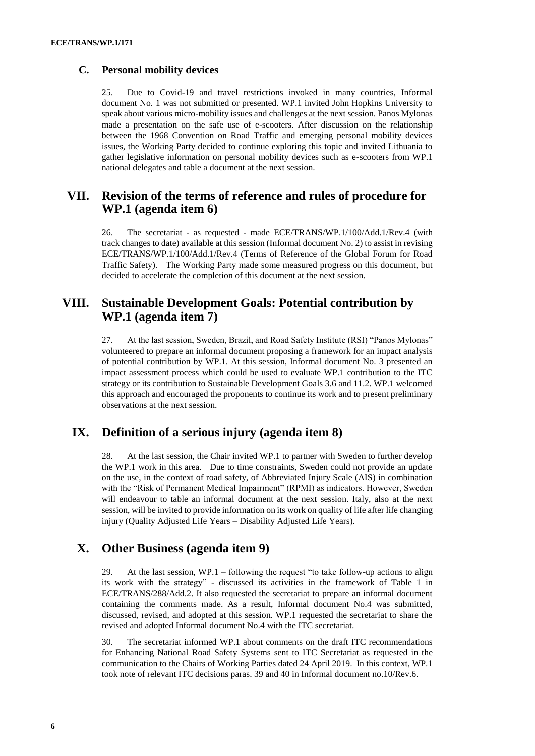### C. Personal mobility devices

25. Due to Covid-19 and travel restrictions invoked in many countries, Informal document No. 1 was not submitted or presented. WP.1 invited John Hopkins University to speak about various micro-mobility issues and challenges at the next session. Panos Mylonas made a presentation on the safe use of e-scooters. After discussion on the relationship between the 1968 Convention on Road Traffic and emerging personal mobility devices issues, the Working Party decided to continue exploring this topic and invited Lithuania to gather legislative information on personal mobility devices such as e-scooters from WP.1 national delegates and table a document at the next session.

## VII. Revision of the terms of reference and rules of procedure for WP.1 (agenda item 6)

26. The secretariat - as requested - made ECE/TRANS/WP.1/100/Add.1/Rev.4 (with track changes to date) available at this session (Informal document No. 2) to assist in revising ECE/TRANS/WP.1/100/Add.1/Rev.4 (Terms of Reference of the Global Forum for Road Traffic Safety). The Working Party made some measured progress on this document, but decided to accelerate the completion of this document at the next session.

## VIII. Sustainable Development Goals: Potential contribution by WP.1 (agenda item 7)

27. At the last session, Sweden, Brazil, and Road Safety Institute (RSI) "Panos Mylonas" volunteered to prepare an informal document proposing a framework for an impact analysis of potential contribution by WP.1. At this session, Informal document No. 3 presented an impact assessment process which could be used to evaluate WP.1 contribution to the ITC strategy or its contribution to Sustainable Development Goals 3.6 and 11.2. WP.1 welcomed this approach and encouraged the proponents to continue its work and to present preliminary observations at the next session.

## IX. Definition of a serious injury (agenda item 8)

28. At the last session, the Chair invited WP.1 to partner with Sweden to further develop the WP.1 work in this area. Due to time constraints, Sweden could not provide an update on the use, in the context of road safety, of Abbreviated Injury Scale (AIS) in combination with the "Risk of Permanent Medical Impairment" (RPMI) as indicators. However, Sweden will endeavour to table an informal document at the next session. Italy, also at the next session, will be invited to provide information on its work on quality of life after life changing injury (Quality Adjusted Life Years – Disability Adjusted Life Years).

## X. Other Business (agenda item 9)

29. At the last session, WP.1 – following the request "to take follow-up actions to align its work with the strategy" - discussed its activities in the framework of Table 1 in ECE/TRANS/288/Add.2. It also requested the secretariat to prepare an informal document containing the comments made. As a result, Informal document No.4 was submitted, discussed, revised, and adopted at this session. WP.1 requested the secretariat to share the revised and adopted Informal document No.4 with the ITC secretariat.

30. The secretariat informed WP.1 about comments on the draft ITC recommendations for Enhancing National Road Safety Systems sent to ITC Secretariat as requested in the communication to the Chairs of Working Parties dated 24 April 2019. In this context, WP.1 took note of relevant ITC decisions paras. 39 and 40 in Informal document no.10/Rev.6.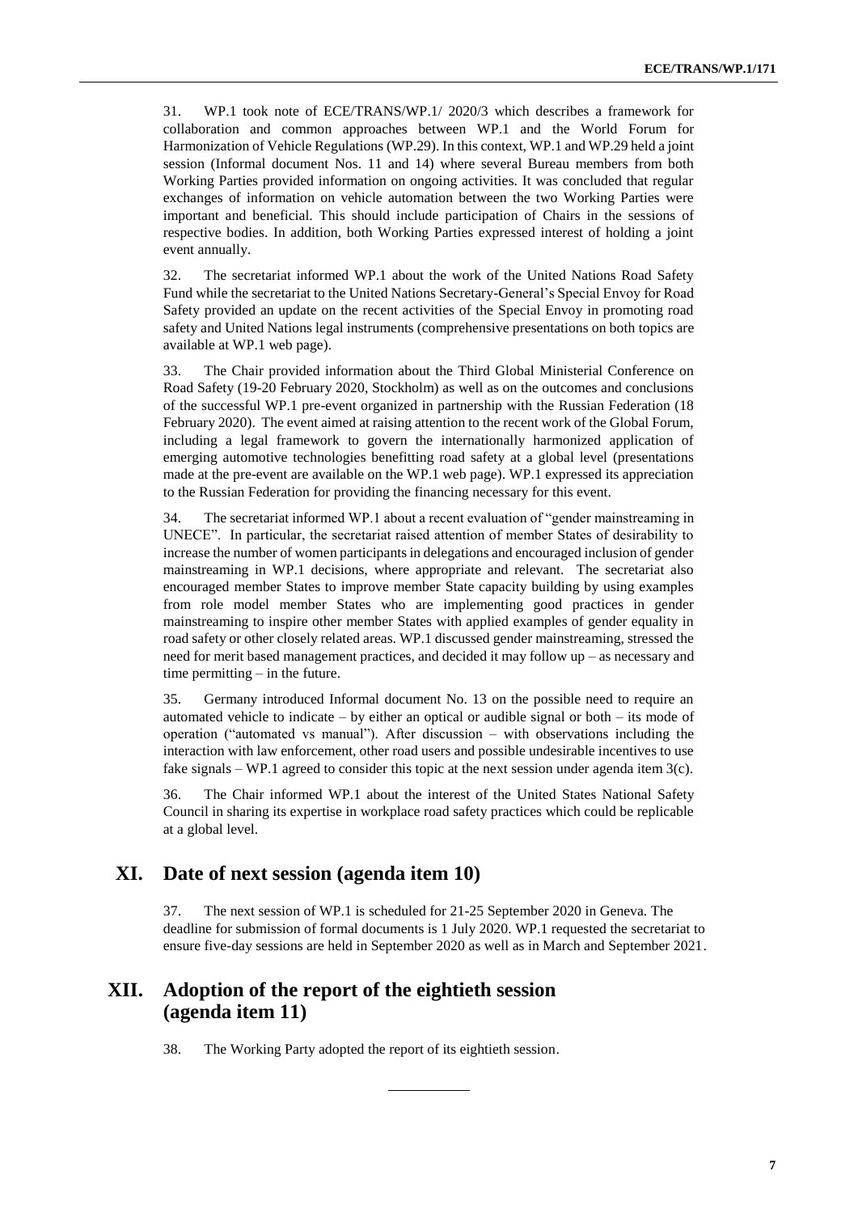31. WP.1 took note of ECE/TRANS/WP.1/ 2020/3 which describes a framework for collaboration and common approaches between WP.1 and the World Forum for Harmonization of Vehicle Regulations (WP.29). In this context, WP.1 and WP.29 held a joint session (Informal document Nos. 11 and 14) where several Bureau members from both Working Parties provided information on ongoing activities. It was concluded that regular exchanges of information on vehicle automation between the two Working Parties were important and beneficial. This should include participation of Chairs in the sessions of respective bodies. In addition, both Working Parties expressed interest of holding a joint event annually.

32. The secretariat informed WP.1 about the work of the United Nations Road Safety Fund while the secretariat to the United Nations Secretary-General's Special Envoy for Road Safety provided an update on the recent activities of the Special Envoy in promoting road safety and United Nations legal instruments (comprehensive presentations on both topics are available at WP.1 web page).

33. The Chair provided information about the Third Global Ministerial Conference on Road Safety (19-20 February 2020, Stockholm) as well as on the outcomes and conclusions of the successful WP.1 pre-event organized in partnership with the Russian Federation (18 February 2020). The event aimed at raising attention to the recent work of the Global Forum, including a legal framework to govern the internationally harmonized application of emerging automotive technologies benefitting road safety at a global level (presentations made at the pre-event are available on the WP.1 web page). WP.1 expressed its appreciation to the Russian Federation for providing the financing necessary for this event.

34. The secretariat informed WP.1 about a recent evaluation of "gender mainstreaming in UNECE". In particular, the secretariat raised attention of member States of desirability to increase the number of women participants in delegations and encouraged inclusion of gender mainstreaming in WP.1 decisions, where appropriate and relevant. The secretariat also encouraged member States to improve member State capacity building by using examples from role model member States who are implementing good practices in gender mainstreaming to inspire other member States with applied examples of gender equality in road safety or other closely related areas. WP.1 discussed gender mainstreaming, stressed the need for merit based management practices, and decided it may follow up – as necessary and time permitting – in the future.

35. Germany introduced Informal document No. 13 on the possible need to require an automated vehicle to indicate – by either an optical or audible signal or both – its mode of operation ("automated vs manual"). After discussion – with observations including the interaction with law enforcement, other road users and possible undesirable incentives to use fake signals – WP.1 agreed to consider this topic at the next session under agenda item 3(c).

36. The Chair informed WP.1 about the interest of the United States National Safety Council in sharing its expertise in workplace road safety practices which could be replicable at a global level.

## XI. Date of next session (agenda item 10)

37. The next session of WP.1 is scheduled for 21-25 September 2020 in Geneva. The deadline for submission of formal documents is 1 July 2020. WP.1 requested the secretariat to ensure five-day sessions are held in September 2020 as well as in March and September 2021.

## XII. Adoption of the report of the eightieth session (agenda item 11)

38. The Working Party adopted the report of its eightieth session.